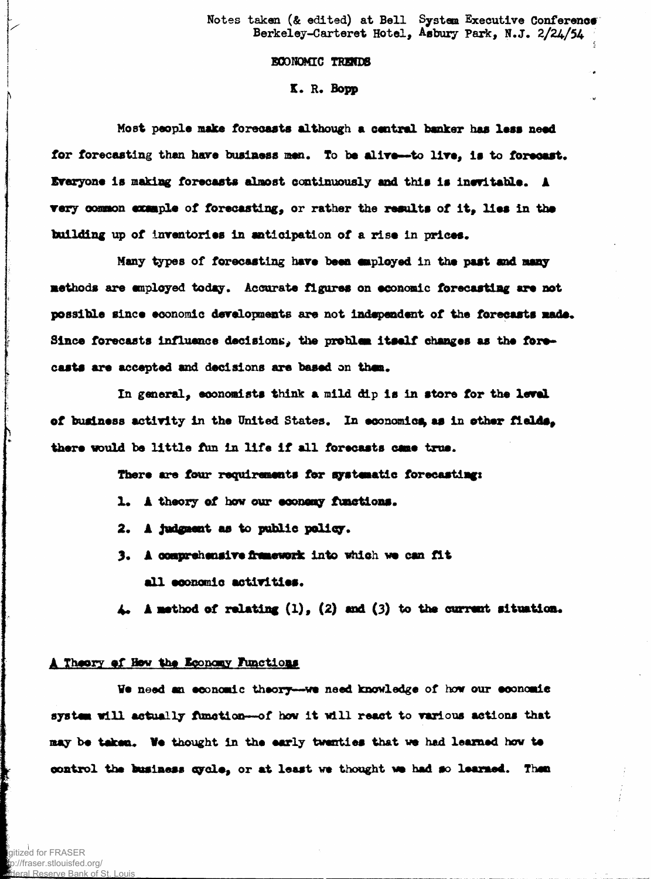Notes taken (& edited) at Bell System Executive Conference
Berkeley-Carteret Hotel, Asbury Park, N.J. 2/24/54

# ECONOMIC TRENDS

## K. R. Bopp

Most people make forecasts although a central banker has less need for forecasting than have business men. To be alive--to live, is to forecast. Everyone is making forecasts almost continuously and this is inevitable. A very common example of forecasting, or rather the results of it, lies in the building up of inventories in anticipation of a rise in prices.

Many types of forecasting have been employed in the past and many methods are employed today. Accurate figures on economic forecasting are not possible since economic developments are not independent of the forecasts made. Since forecasts influence decisions, the problem itself changes as the forecasts are accepted and decisions are based on them.

In general, economists think a mild dip is in store for the level of business activity in the United States. In economics, as in other fields, there would be little fun in life if all forecasts came true.

There are four requirements for systematic forecasting:

1. A theory of how our economy functions.
2. A judgment as to public policy.
3. A comprehensive framework into which we can fit all economic activities.
4. A method of relating (1), (2) and (3) to the current situation.

### A Theory of How the Economy Functions

We need an economic theory--we need knowledge of how our economic system will actually function--of how it will react to various actions that may be taken. We thought in the early twenties that we had learned how to control the business cycle, or at least we thought we had so learned. Then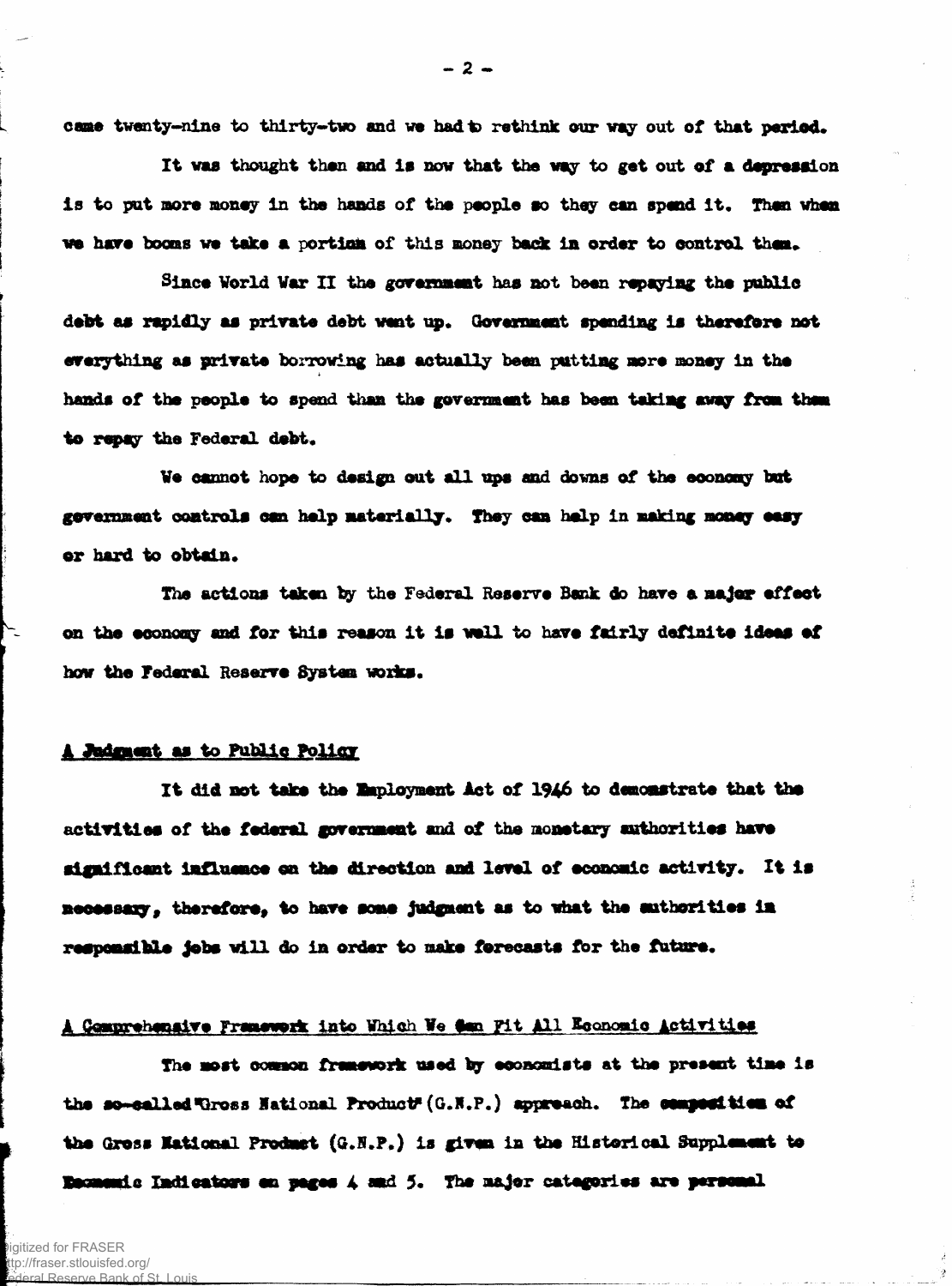came twenty-nine to thirty-two and we had to rethink our way out of that period.

It was thought then and is now that the way to get out of a depression is to put more money in the hands of the people so they can spend it. Then when we have booms we take a portion of this money back in order to control them.

Since World War II the government has not been repaying the public debt as rapidly as private debt went up. Government spending is therefore not everything as private borrowing has actually been putting more money in the hands of the people to spend than the government has been taking away from them to repay the Federal debt.

We cannot hope to design out all ups and downs of the economy but government controls can help materially. They can help in making money easy or hard to obtain.

The actions taken by the Federal Reserve Bank do have a major effect on the economy and for this reason it is well to have fairly definite ideas of how the Federal Reserve System works.

## A Judgment as to Public Policy

It did not take the Employment Act of 1946 to demonstrate that the activities of the federal government and of the monetary authorities have significant influence on the direction and level of economic activity. It is necessary, therefore, to have some judgment as to what the authorities in responsible jobs will do in order to make forecasts for the future.

## A Comprehensive Framework into Which We Can Fit All Economic Activities

The most common framework used by economists at the present time is the so-called "Gross National Product" (G.N.P.) approach. The composition of the Gross National Product (G.N.P.) is given in the Historical Supplement to Economic Indicators on pages 4 and 5. The major categories are personal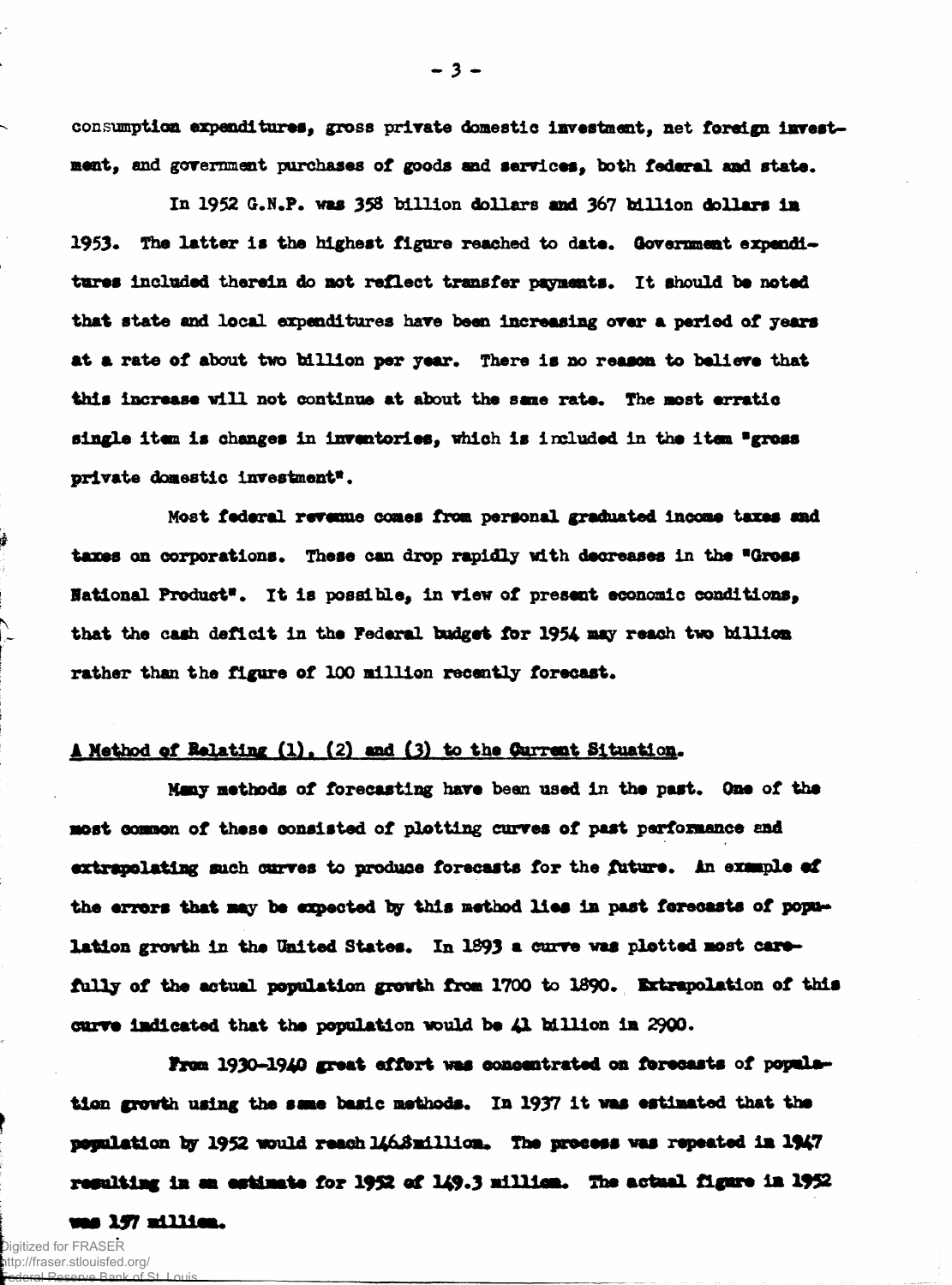consumption expenditures, gross private domestic investment, net foreign investment, and government purchases of goods and services, both federal and state.

In 1952 G.N.P. was 358 billion dollars and 367 billion dollars in 1953. The latter is the highest figure reached to date. Government expenditures included therein do not reflect transfer payments. It should be noted that state and local expenditures have been increasing over a period of years at a rate of about two billion per year. There is no reason to believe that this increase will not continue at about the same rate. The most erratic single item is changes in inventories, which is included in the item "gross private domestic investment".

Most federal revenue comes from personal graduated income taxes and taxes on corporations. These can drop rapidly with decreases in the "Gross National Product". It is possible, in view of present economic conditions, that the cash deficit in the Federal budget for 1954 may reach two billion rather than the figure of 100 million recently forecast.

## A Method of Relating (1), (2) and (3) to the Current Situation.

Many methods of forecasting have been used in the past. One of the most common of these consisted of plotting curves of past performance and extrapolating such curves to produce forecasts for the future. An example of the errors that may be expected by this method lies in past forecasts of population growth in the United States. In 1893 a curve was plotted most carefully of the actual population growth from 1700 to 1890. Extrapolation of this curve indicated that the population would be 41 billion in 2900.

From 1930-1940 great effort was concentrated on forecasts of population growth using the same basic methods. In 1937 it was estimated that the population by 1952 would reach 146.8 million. The process was repeated in 1947 resulting in an estimate for 1952 of 149.3 million. The actual figure in 1952 was 157 million.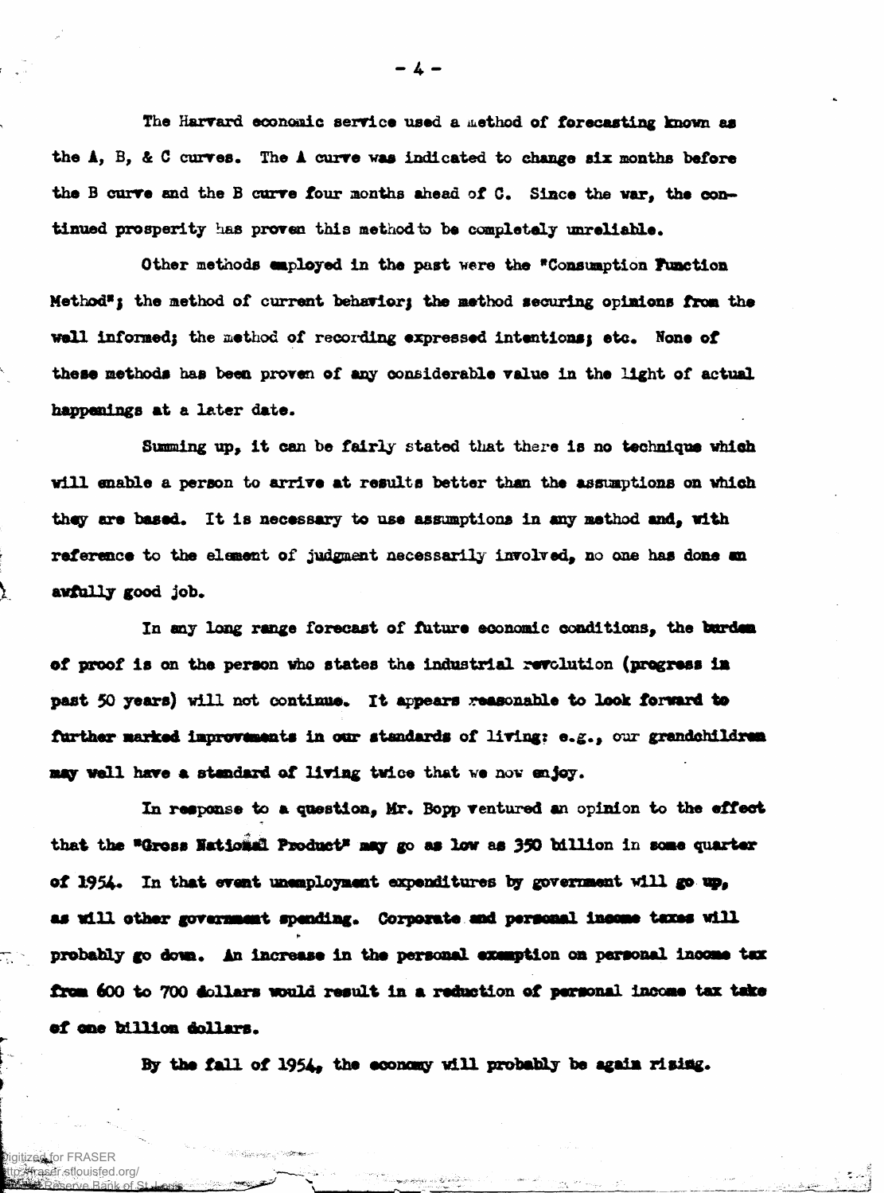The Harvard economic service used a method of forecasting known as the A, B, & C curves. The A curve was indicated to change six months before the B curve and the B curve four months ahead of C. Since the war, the continued prosperity has proven this method to be completely unreliable.

Other methods employed in the past were the "Consumption Function Method"; the method of current behavior; the method securing opinions from the well informed; the method of recording expressed intentions; etc. None of these methods has been proven of any considerable value in the light of actual happenings at a later date.

Summing up, it can be fairly stated that there is no technique which will enable a person to arrive at results better than the assumptions on which they are based. It is necessary to use assumptions in any method and, with reference to the element of judgment necessarily involved, no one has done an awfully good job.

In any long range forecast of future economic conditions, the burden of proof is on the person who states the industrial revolution (progress in past 50 years) will not continue. It appears reasonable to look forward to further marked improvements in our standards of living: e.g., our grandchildren may well have a standard of living twice that we now enjoy.

In response to a question, Mr. Bopp ventured an opinion to the effect that the "Gross National Product" may go as low as 350 billion in some quarter of 1954. In that event unemployment expenditures by government will go up, as will other government spending. Corporate and personal income taxes will probably go down. An increase in the personal exemption on personal income tax from 600 to 700 dollars would result in a reduction of personal income tax take of one billion dollars.

By the fall of 1954, the economy will probably be again rising.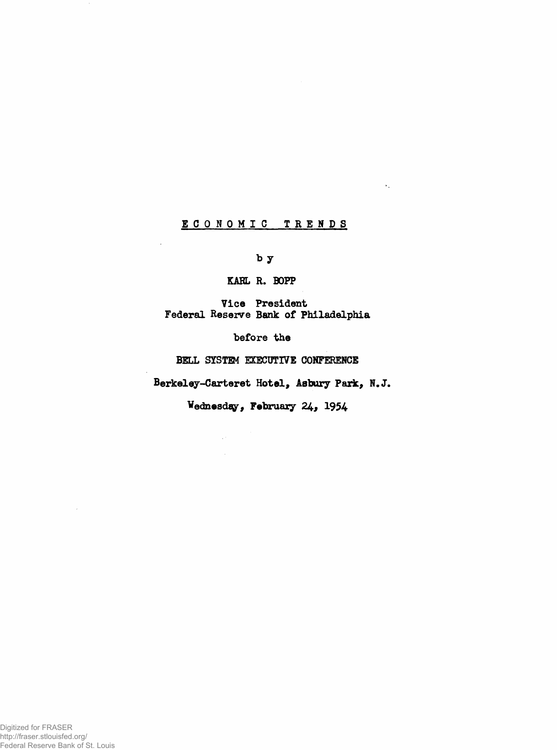# ECONOMIC TRENDS

by

KARL R. BOPP

Vice President
Federal Reserve Bank of Philadelphia

before the

BELL SYSTEM EXECUTIVE CONFERENCE

Berkeley-Carteret Hotel, Asbury Park, N.J.

Wednesday, February 24, 1954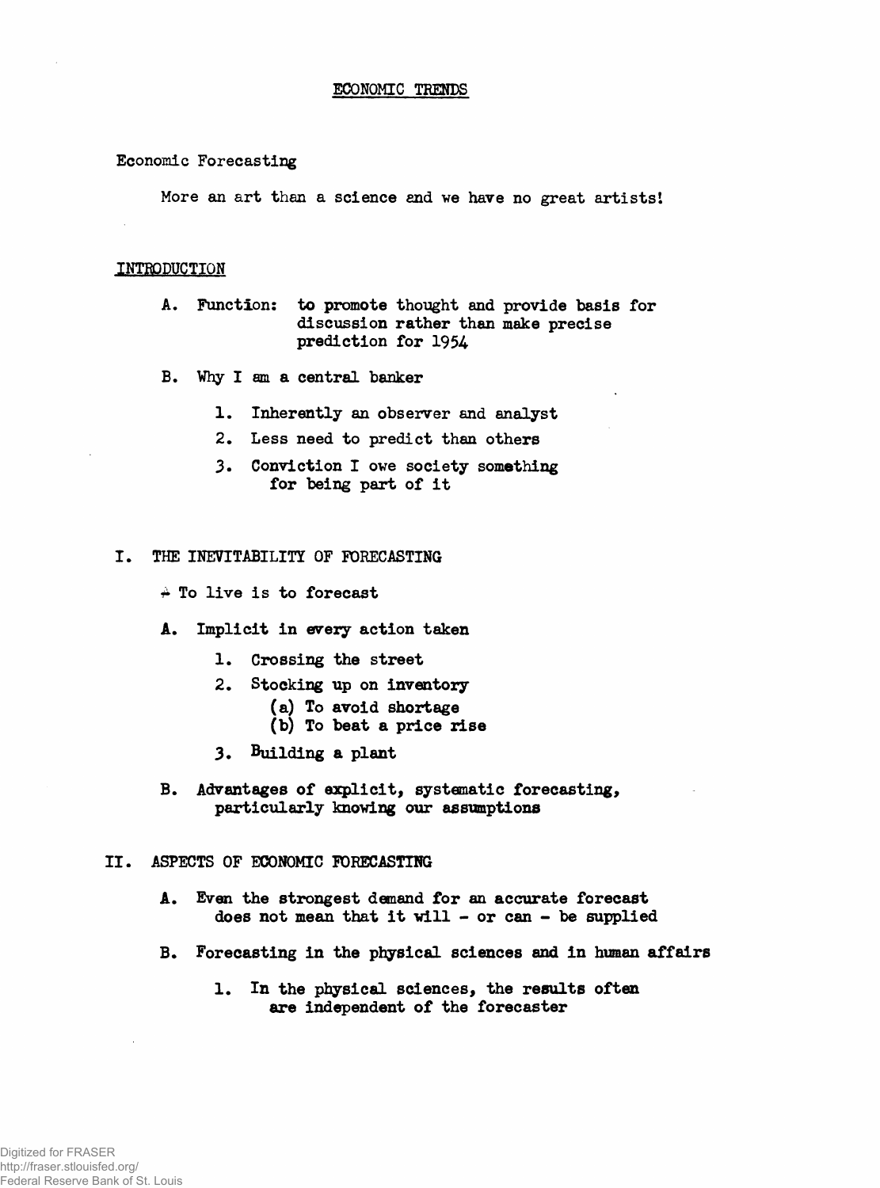# ECONOMIC TRENDS

Economic Forecasting

More an art than a science and we have no great artists!

## INTRODUCTION

A. Function: to promote thought and provide basis for discussion rather than make precise prediction for 1954

B. Why I am a central banker

1. Inherently an observer and analyst
2. Less need to predict than others
3. Conviction I owe society something for being part of it

## I. THE INEVITABILITY OF FORECASTING

÷ To live is to forecast

A. Implicit in every action taken

1. Crossing the street
2. Stocking up on inventory
   (a) To avoid shortage
   (b) To beat a price rise
3. Building a plant

B. Advantages of explicit, systematic forecasting, particularly knowing our assumptions

## II. ASPECTS OF ECONOMIC FORECASTING

A. Even the strongest demand for an accurate forecast does not mean that it will - or can - be supplied

B. Forecasting in the physical sciences and in human affairs

1. In the physical sciences, the results often are independent of the forecaster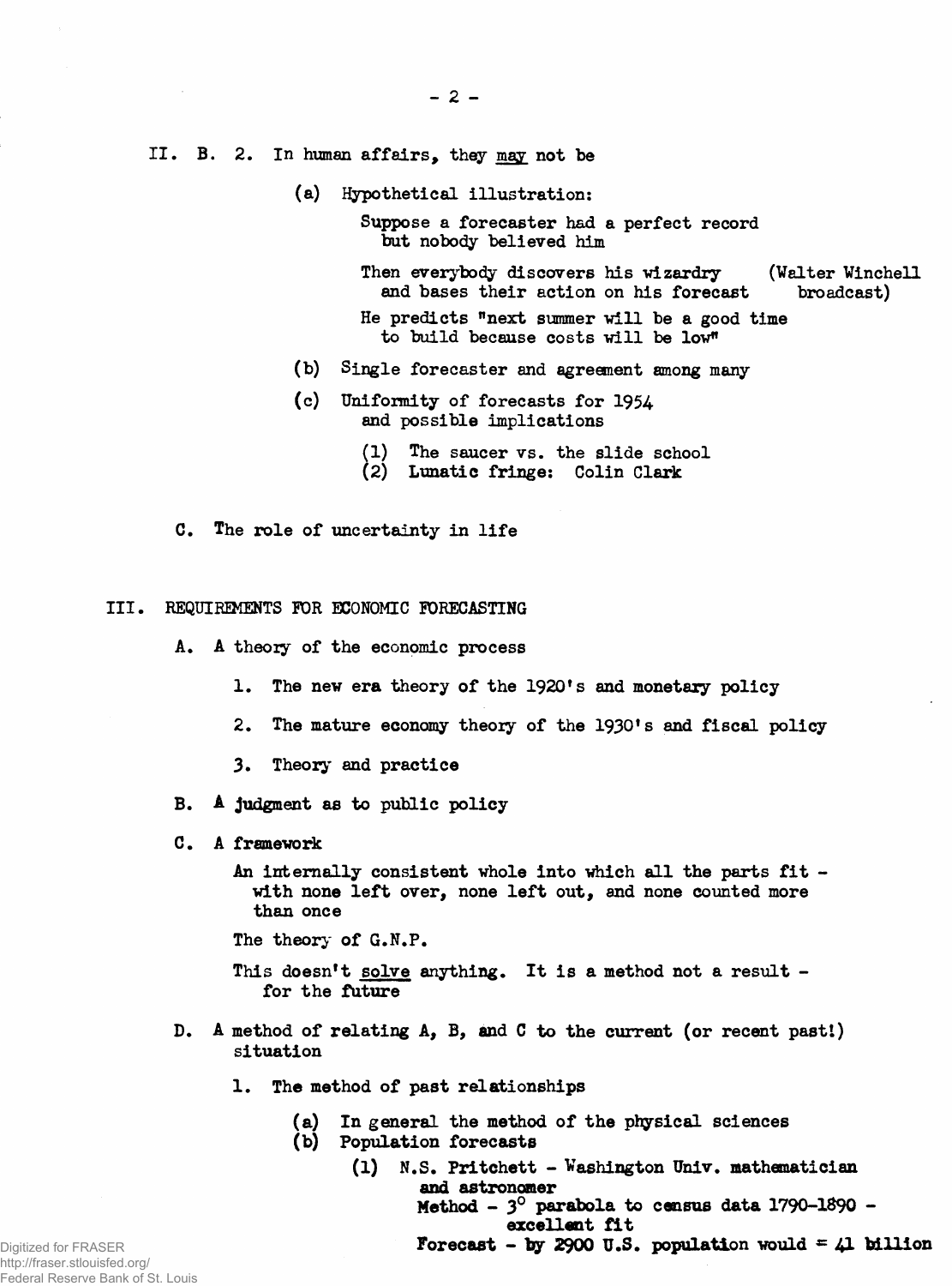II. B. 2. In human affairs, they <u>may</u> not be

- (a) Hypothetical illustration:

  Suppose a forecaster had a perfect record but nobody believed him

  Then everybody discovers his wizardry and bases their action on his forecast (Walter Winchell broadcast)

  He predicts "next summer will be a good time to build because costs will be low"

- (b) Single forecaster and agreement among many

- (c) Uniformity of forecasts for 1954 and possible implications

  - (1) The saucer vs. the slide school
  - (2) Lunatic fringe: Colin Clark

C. The role of uncertainty in life

## III. REQUIREMENTS FOR ECONOMIC FORECASTING

A. A theory of the economic process

1. The new era theory of the 1920's and monetary policy
2. The mature economy theory of the 1930's and fiscal policy
3. Theory and practice

B. A judgment as to public policy

C. A framework

An internally consistent whole into which all the parts fit - with none left over, none left out, and none counted more than once

The theory of G.N.P.

This doesn't <u>solve</u> anything. It is a method not a result - for the future

D. A method of relating A, B, and C to the current (or recent past!) situation

1. The method of past relationships
   - (a) In general the method of the physical sciences
   - (b) Population forecasts
     - (1) N.S. Pritchett - Washington Univ. mathematician and astronomer

       Method - $3^{\circ}$ parabola to census data 1790-1890 - excellent fit

       Forecast - by 2900 U.S. population would = 41 billion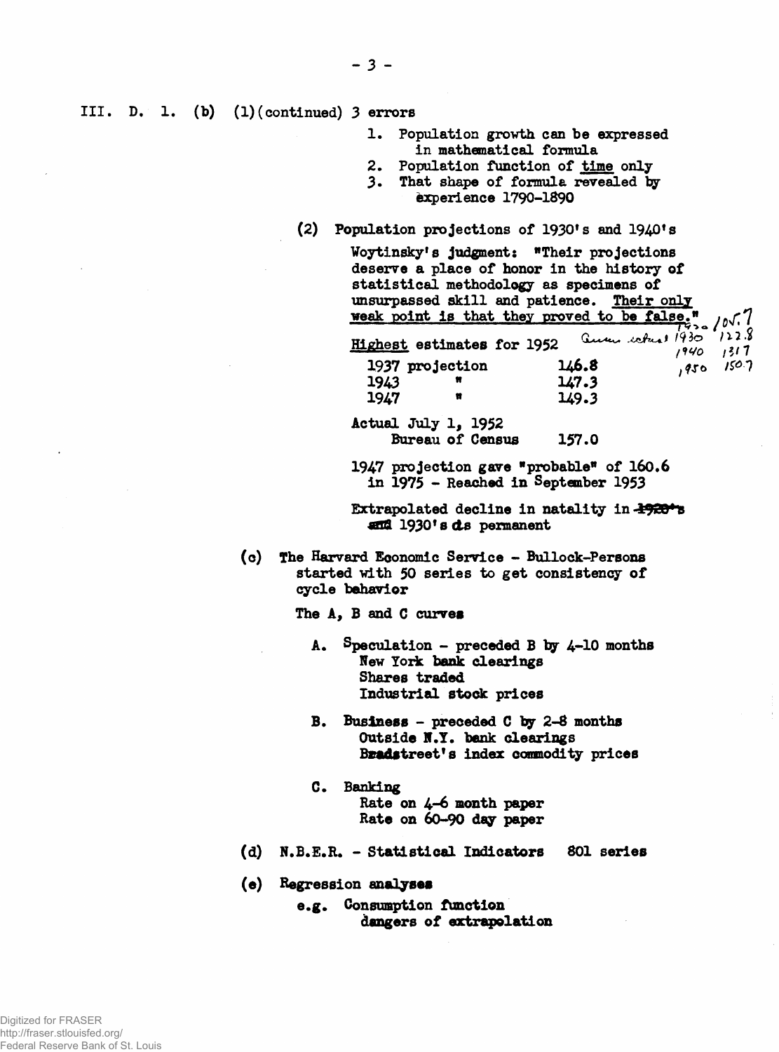III. D. 1. (b) (1)(continued) 3 errors

1. Population growth can be expressed in mathematical formula
2. Population function of <u>time</u> only
3. That shape of formula revealed by experience 1790-1890

(2) Population projections of 1930's and 1940's

Woytinsky's judgment: "Their projections deserve a place of honor in the history of statistical methodology as specimens of unsurpassed skill and patience. <u>Their only weak point is that they proved to be false.</u>"

Census actual 1920 105.7, 1930 122.8, 1940 131.7, 1950 150.7

<u>Highest</u> estimates for 1952

| | |
|---|---|
| 1937 projection | 146.8 |
| 1943 " | 147.3 |
| 1947 " | 149.3 |

Actual July 1, 1952
Bureau of Census 157.0

1947 projection gave "probable" of 160.6 in 1975 - Reached in September 1953

Extrapolated decline in natality in ~~1920's and~~ 1930's as permanent

(c) The Harvard Economic Service - Bullock-Persons started with 50 series to get consistency of cycle behavior

The A, B and C curves

A. Speculation - preceded B by 4-10 months
   New York bank clearings
   Shares traded
   Industrial stock prices

B. Business - preceded C by 2-8 months
   Outside N.Y. bank clearings
   Bradstreet's index commodity prices

C. Banking
   Rate on 4-6 month paper
   Rate on 60-90 day paper

(d) N.B.E.R. - Statistical Indicators 801 series

(e) Regression analyses

e.g. Consumption function
dangers of extrapolation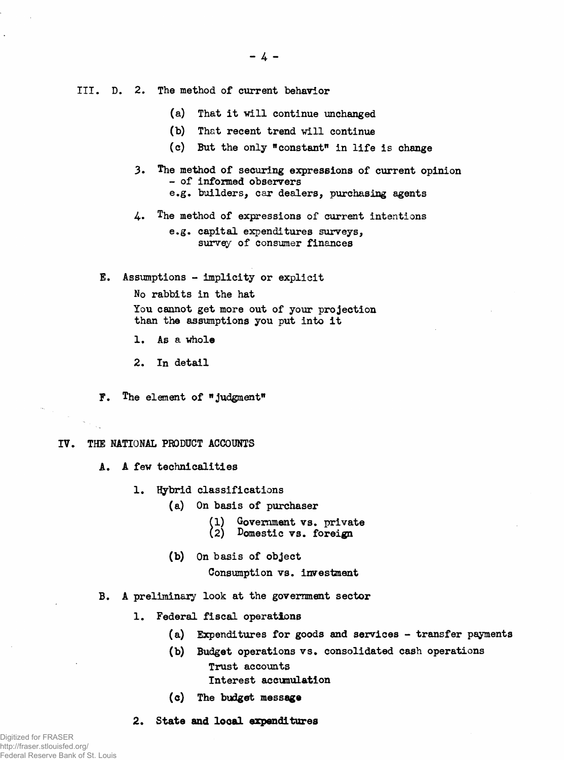III. D. 2. The method of current behavior

- (a) That it will continue unchanged
- (b) That recent trend will continue
- (c) But the only "constant" in life is change

3. The method of securing expressions of current opinion
   - of informed observers
   
   e.g. builders, car dealers, purchasing agents

4. The method of expressions of current intentions

   e.g. capital expenditures surveys,
   survey of consumer finances

E. Assumptions - implicity or explicit

No rabbits in the hat

You cannot get more out of your projection than the assumptions you put into it

1. As a whole
2. In detail

F. The element of "judgment"

## IV. THE NATIONAL PRODUCT ACCOUNTS

A. A few technicalities

1. Hybrid classifications
   - (a) On basis of purchaser
     - (1) Government vs. private
     - (2) Domestic vs. foreign
   - (b) On basis of object
     
     Consumption vs. investment

B. A preliminary look at the government sector

1. Federal fiscal operations
   - (a) Expenditures for goods and services - transfer payments
   - (b) Budget operations vs. consolidated cash operations
     
     Trust accounts
     
     Interest accumulation
   - (c) The budget message
2. State and local expenditures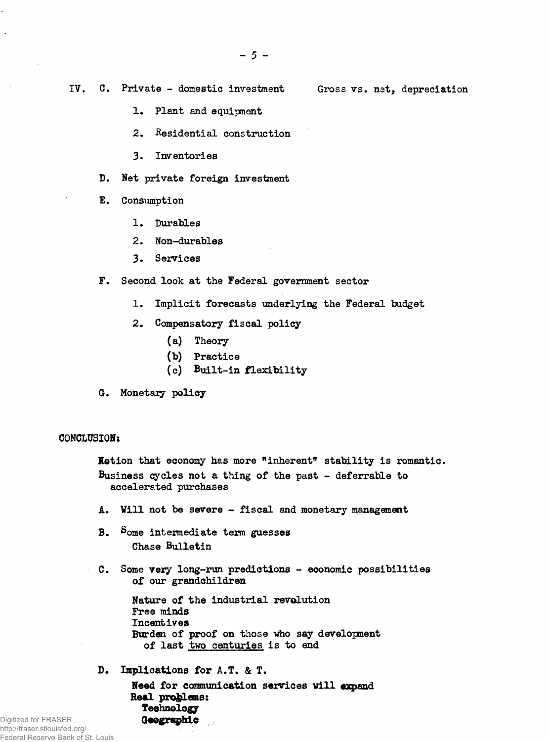IV. C. Private - domestic investment    Gross vs. net, depreciation

1. Plant and equipment
2. Residential construction
3. Inventories

D. Net private foreign investment

E. Consumption

1. Durables
2. Non-durables
3. Services

F. Second look at the Federal government sector

1. Implicit forecasts underlying the Federal budget
2. Compensatory fiscal policy
   (a) Theory
   (b) Practice
   (c) Built-in flexibility

G. Monetary policy

CONCLUSION:

Notion that economy has more "inherent" stability is romantic.
Business cycles not a thing of the past - deferrable to accelerated purchases

A. Will not be severe - fiscal and monetary management

B. Some intermediate term guesses
   Chase Bulletin

C. Some very long-run predictions - economic possibilities of our grandchildren

   Nature of the industrial revolution
   Free minds
   Incentives
   Burden of proof on those who say development of last <u>two centuries</u> is to end

D. Implications for A.T. & T.

   **Need for communication services will expand**
   **Real problems:**
   **Technology**
   **Geographic**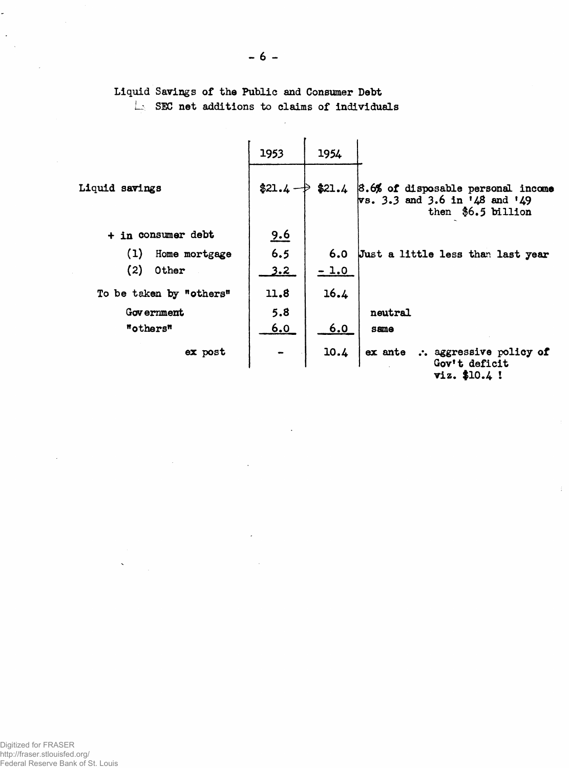Liquid Savings of the Public and Consumer Debt
SEC net additions to claims of individuals

| | 1953 | 1954 | |
|---|---|---|---|
| Liquid savings | $21.4 → | $21.4 | 8.6% of disposable personal income vs. 3.3 and 3.6 in '48 and '49 then $6.5 billion |
| + in consumer debt | 9.6 | | |
| (1) Home mortgage | 6.5 | 6.0 | Just a little less than last year |
| (2) Other | 3.2 | - 1.0 | |
| To be taken by "others" | 11.8 | 16.4 | |
| Government | 5.8 | | neutral |
| "others" | 6.0 | 6.0 | same |
| ex post | - | 10.4 | ex ante ∴ aggressive policy of Gov't deficit viz. $10.4 ! |